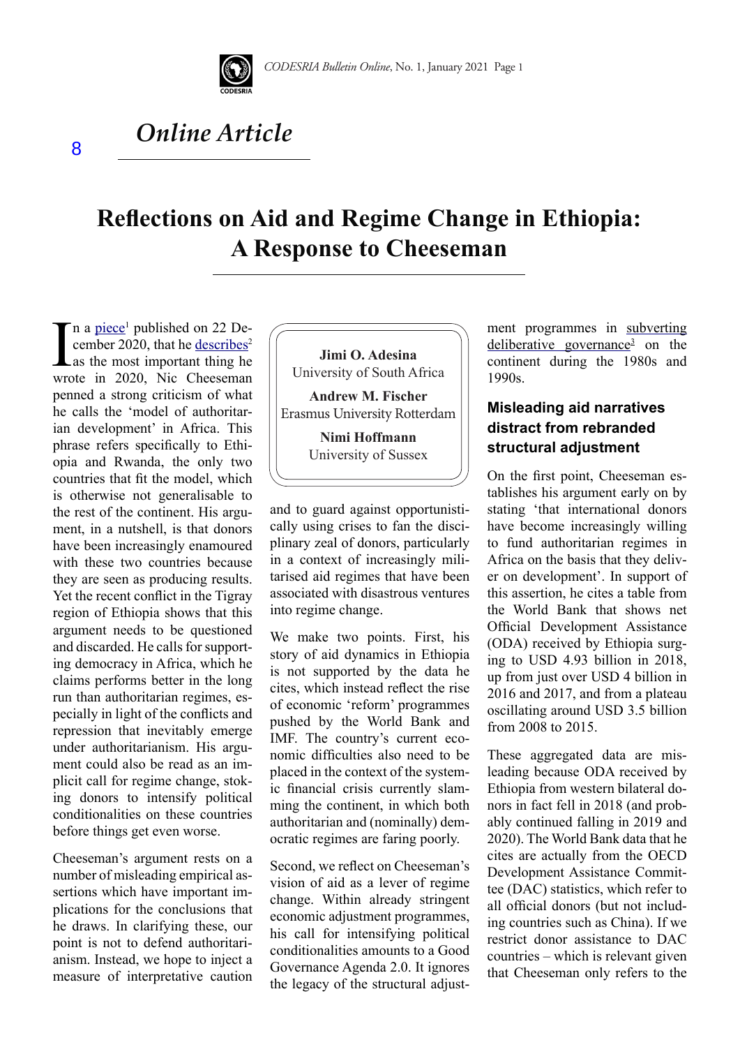*Online Article*

# Reflections on Aid and Regime Change in Ethiopia: A Response to Cheeseman

**Jimi O. Adesina**
University of South Africa

**Andrew M. Fischer**
Erasmus University Rotterdam

**Nimi Hoffmann**
University of Sussex

In a piece[1] published on 22 December 2020, that he describes[2] as the most important thing he wrote in 2020, Nic Cheeseman penned a strong criticism of what he calls the 'model of authoritarian development' in Africa. This phrase refers specifically to Ethiopia and Rwanda, the only two countries that fit the model, which is otherwise not generalisable to the rest of the continent. His argument, in a nutshell, is that donors have been increasingly enamoured with these two countries because they are seen as producing results. Yet the recent conflict in the Tigray region of Ethiopia shows that this argument needs to be questioned and discarded. He calls for supporting democracy in Africa, which he claims performs better in the long run than authoritarian regimes, especially in light of the conflicts and repression that inevitably emerge under authoritarianism. His argument could also be read as an implicit call for regime change, stoking donors to intensify political conditionalities on these countries before things get even worse.

Cheeseman's argument rests on a number of misleading empirical assertions which have important implications for the conclusions that he draws. In clarifying these, our point is not to defend authoritarianism. Instead, we hope to inject a measure of interpretative caution and to guard against opportunistically using crises to fan the disciplinary zeal of donors, particularly in a context of increasingly militarised aid regimes that have been associated with disastrous ventures into regime change.

We make two points. First, his story of aid dynamics in Ethiopia is not supported by the data he cites, which instead reflect the rise of economic 'reform' programmes pushed by the World Bank and IMF. The country's current economic difficulties also need to be placed in the context of the systemic financial crisis currently slamming the continent, in which both authoritarian and (nominally) democratic regimes are faring poorly.

Second, we reflect on Cheeseman's vision of aid as a lever of regime change. Within already stringent economic adjustment programmes, his call for intensifying political conditionalities amounts to a Good Governance Agenda 2.0. It ignores the legacy of the structural adjustment programmes in subverting deliberative governance[3] on the continent during the 1980s and 1990s.

### Misleading aid narratives distract from rebranded structural adjustment

On the first point, Cheeseman establishes his argument early on by stating 'that international donors have become increasingly willing to fund authoritarian regimes in Africa on the basis that they deliver on development'. In support of this assertion, he cites a table from the World Bank that shows net Official Development Assistance (ODA) received by Ethiopia surging to USD 4.93 billion in 2018, up from just over USD 4 billion in 2016 and 2017, and from a plateau oscillating around USD 3.5 billion from 2008 to 2015.

These aggregated data are misleading because ODA received by Ethiopia from western bilateral donors in fact fell in 2018 (and probably continued falling in 2019 and 2020). The World Bank data that he cites are actually from the OECD Development Assistance Committee (DAC) statistics, which refer to all official donors (but not including countries such as China). If we restrict donor assistance to DAC countries – which is relevant given that Cheeseman only refers to the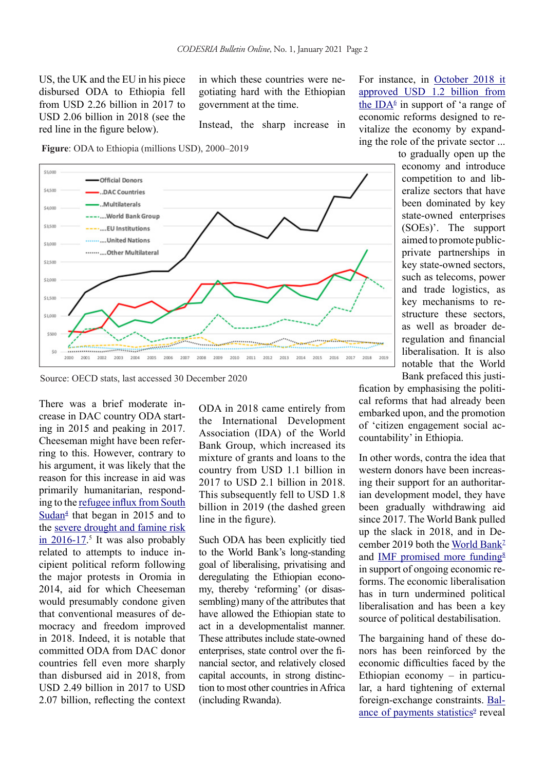US, the UK and the EU in his piece disbursed ODA to Ethiopia fell from USD 2.26 billion in 2017 to USD 2.06 billion in 2018 (see the red line in the figure below).

**Figure**: ODA to Ethiopia (millions USD), 2000–2019

Source: OECD stats, last accessed 30 December 2020

There was a brief moderate increase in DAC country ODA starting in 2015 and peaking in 2017. Cheeseman might have been referring to this. However, contrary to his argument, it was likely that the reason for this increase in aid was primarily humanitarian, responding to the refugee influx from South Sudan[4] that began in 2015 and to the severe drought and famine risk in 2016-17.[5] It was also probably related to attempts to induce incipient political reform following the major protests in Oromia in 2014, aid for which Cheeseman would presumably condone given that conventional measures of democracy and freedom improved in 2018. Indeed, it is notable that committed ODA from DAC donor countries fell even more sharply than disbursed aid in 2018, from USD 2.49 billion in 2017 to USD 2.07 billion, reflecting the context in which these countries were negotiating hard with the Ethiopian government at the time.

Instead, the sharp increase in ODA in 2018 came entirely from the International Development Association (IDA) of the World Bank Group, which increased its mixture of grants and loans to the country from USD 1.1 billion in 2017 to USD 2.1 billion in 2018. This subsequently fell to USD 1.8 billion in 2019 (the dashed green line in the figure).

Such ODA has been explicitly tied to the World Bank's long-standing goal of liberalising, privatising and deregulating the Ethiopian economy, thereby 'reforming' (or disassembling) many of the attributes that have allowed the Ethiopian state to act in a developmentalist manner. These attributes include state-owned enterprises, state control over the financial sector, and relatively closed capital accounts, in strong distinction to most other countries in Africa (including Rwanda).

For instance, in October 2018 it approved USD 1.2 billion from the IDA[6] in support of 'a range of economic reforms designed to revitalize the economy by expanding the role of the private sector ... to gradually open up the economy and introduce competition to and liberalize sectors that have been dominated by key state-owned enterprises (SOEs)'. The support aimed to promote public-private partnerships in key state-owned sectors, such as telecoms, power and trade logistics, as key mechanisms to restructure these sectors, as well as broader deregulation and financial liberalisation. It is also notable that the World Bank prefaced this justification by emphasising the political reforms that had already been embarked upon, and the promotion of 'citizen engagement social accountability' in Ethiopia.

In other words, contra the idea that western donors have been increasing their support for an authoritarian development model, they have been gradually withdrawing aid since 2017. The World Bank pulled up the slack in 2018, and in December 2019 both the World Bank[7] and IMF promised more funding[8] in support of ongoing economic reforms. The economic liberalisation has in turn undermined political liberalisation and has been a key source of political destabilisation.

The bargaining hand of these donors has been reinforced by the economic difficulties faced by the Ethiopian economy – in particular, a hard tightening of external foreign-exchange constraints. Balance of payments statistics[9] reveal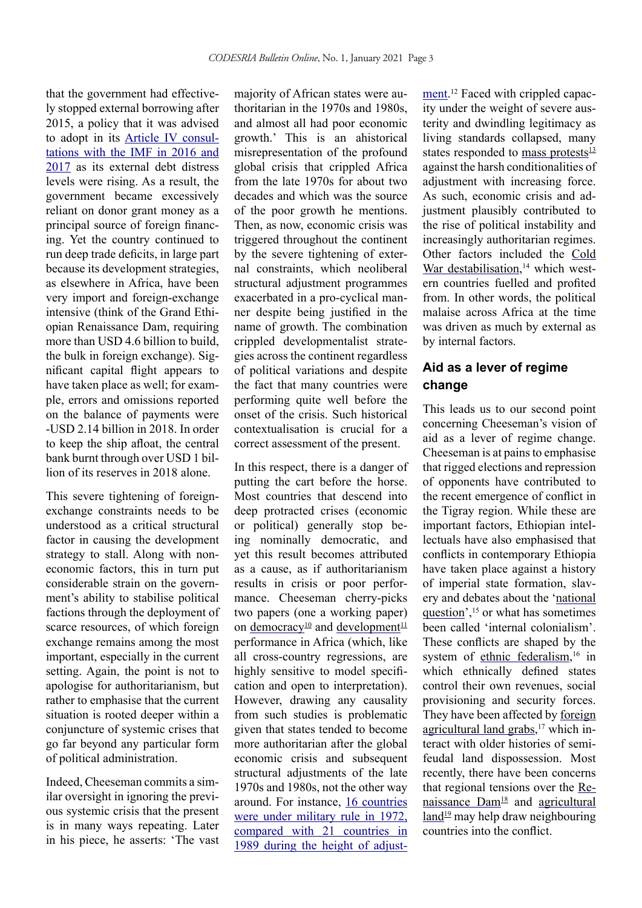that the government had effectively stopped external borrowing after 2015, a policy that it was advised to adopt in its Article IV consultations with the IMF in 2016 and 2017 as its external debt distress levels were rising. As a result, the government became excessively reliant on donor grant money as a principal source of foreign financing. Yet the country continued to run deep trade deficits, in large part because its development strategies, as elsewhere in Africa, have been very import and foreign-exchange intensive (think of the Grand Ethiopian Renaissance Dam, requiring more than USD 4.6 billion to build, the bulk in foreign exchange). Significant capital flight appears to have taken place as well; for example, errors and omissions reported on the balance of payments were -USD 2.14 billion in 2018. In order to keep the ship afloat, the central bank burnt through over USD 1 billion of its reserves in 2018 alone.

This severe tightening of foreign-exchange constraints needs to be understood as a critical structural factor in causing the development strategy to stall. Along with non-economic factors, this in turn put considerable strain on the government's ability to stabilise political factions through the deployment of scarce resources, of which foreign exchange remains among the most important, especially in the current setting. Again, the point is not to apologise for authoritarianism, but rather to emphasise that the current situation is rooted deeper within a conjuncture of systemic crises that go far beyond any particular form of political administration.

Indeed, Cheeseman commits a similar oversight in ignoring the previous systemic crisis that the present is in many ways repeating. Later in his piece, he asserts: 'The vast majority of African states were authoritarian in the 1970s and 1980s, and almost all had poor economic growth.' This is an ahistorical misrepresentation of the profound global crisis that crippled Africa from the late 1970s for about two decades and which was the source of the poor growth he mentions. Then, as now, economic crisis was triggered throughout the continent by the severe tightening of external constraints, which neoliberal structural adjustment programmes exacerbated in a pro-cyclical manner despite being justified in the name of growth. The combination crippled developmentalist strategies across the continent regardless of political variations and despite the fact that many countries were performing quite well before the onset of the crisis. Such historical contextualisation is crucial for a correct assessment of the present.

In this respect, there is a danger of putting the cart before the horse. Most countries that descend into deep protracted crises (economic or political) generally stop being nominally democratic, and yet this result becomes attributed as a cause, as if authoritarianism results in crisis or poor performance. Cheeseman cherry-picks two papers (one a working paper) on democracy[10] and development[11] performance in Africa (which, like all cross-country regressions, are highly sensitive to model specification and open to interpretation). However, drawing any causality from such studies is problematic given that states tended to become more authoritarian after the global economic crisis and subsequent structural adjustments of the late 1970s and 1980s, not the other way around. For instance, 16 countries were under military rule in 1972, compared with 21 countries in 1989 during the height of adjustment.[12] Faced with crippled capacity under the weight of severe austerity and dwindling legitimacy as living standards collapsed, many states responded to mass protests[13] against the harsh conditionalities of adjustment with increasing force. As such, economic crisis and adjustment plausibly contributed to the rise of political instability and increasingly authoritarian regimes. Other factors included the Cold War destabilisation,[14] which western countries fuelled and profited from. In other words, the political malaise across Africa at the time was driven as much by external as by internal factors.

## Aid as a lever of regime change

This leads us to our second point concerning Cheeseman's vision of aid as a lever of regime change. Cheeseman is at pains to emphasise that rigged elections and repression of opponents have contributed to the recent emergence of conflict in the Tigray region. While these are important factors, Ethiopian intellectuals have also emphasised that conflicts in contemporary Ethiopia have taken place against a history of imperial state formation, slavery and debates about the 'national question',[15] or what has sometimes been called 'internal colonialism'. These conflicts are shaped by the system of ethnic federalism,[16] in which ethnically defined states control their own revenues, social provisioning and security forces. They have been affected by foreign agricultural land grabs,[17] which interact with older histories of semi-feudal land dispossession. Most recently, there have been concerns that regional tensions over the Renaissance Dam[18] and agricultural land[19] may help draw neighbouring countries into the conflict.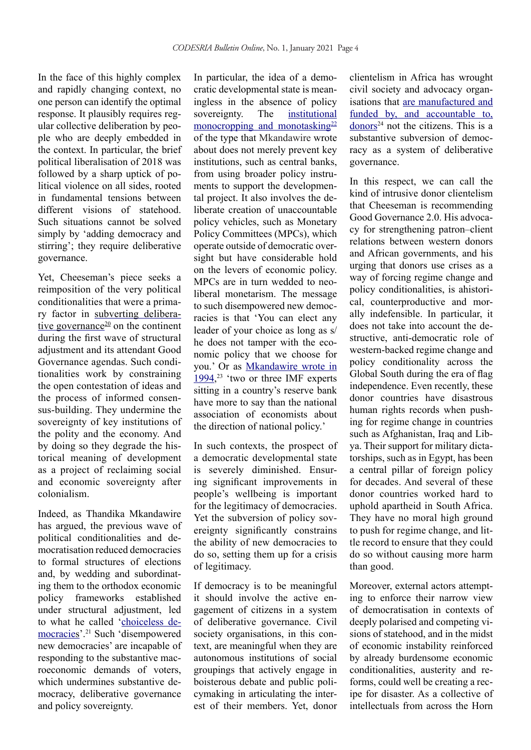In the face of this highly complex and rapidly changing context, no one person can identify the optimal response. It plausibly requires regular collective deliberation by people who are deeply embedded in the context. In particular, the brief political liberalisation of 2018 was followed by a sharp uptick of political violence on all sides, rooted in fundamental tensions between different visions of statehood. Such situations cannot be solved simply by 'adding democracy and stirring'; they require deliberative governance.

Yet, Cheeseman's piece seeks a reimposition of the very political conditionalities that were a primary factor in subverting deliberative governance[20] on the continent during the first wave of structural adjustment and its attendant Good Governance agendas. Such conditionalities work by constraining the open contestation of ideas and the process of informed consensus-building. They undermine the sovereignty of key institutions of the polity and the economy. And by doing so they degrade the historical meaning of development as a project of reclaiming social and economic sovereignty after colonialism.

Indeed, as Thandika Mkandawire has argued, the previous wave of political conditionalities and democratisation reduced democracies to formal structures of elections and, by wedding and subordinating them to the orthodox economic policy frameworks established under structural adjustment, led to what he called 'choiceless democracies'.[21] Such 'disempowered new democracies' are incapable of responding to the substantive macroeconomic demands of voters, which undermines substantive democracy, deliberative governance and policy sovereignty.

In particular, the idea of a democratic developmental state is meaningless in the absence of policy sovereignty. The institutional monocropping and monotasking[22] of the type that Mkandawire wrote about does not merely prevent key institutions, such as central banks, from using broader policy instruments to support the developmental project. It also involves the deliberate creation of unaccountable policy vehicles, such as Monetary Policy Committees (MPCs), which operate outside of democratic oversight but have considerable hold on the levers of economic policy. MPCs are in turn wedded to neoliberal monetarism. The message to such disempowered new democracies is that 'You can elect any leader of your choice as long as s/he does not tamper with the economic policy that we choose for you.' Or as Mkandawire wrote in 1994,[23] 'two or three IMF experts sitting in a country's reserve bank have more to say than the national association of economists about the direction of national policy.'

In such contexts, the prospect of a democratic developmental state is severely diminished. Ensuring significant improvements in people's wellbeing is important for the legitimacy of democracies. Yet the subversion of policy sovereignty significantly constrains the ability of new democracies to do so, setting them up for a crisis of legitimacy.

If democracy is to be meaningful it should involve the active engagement of citizens in a system of deliberative governance. Civil society organisations, in this context, are meaningful when they are autonomous institutions of social groupings that actively engage in boisterous debate and public policymaking in articulating the interest of their members. Yet, donor clientelism in Africa has wrought civil society and advocacy organisations that are manufactured and funded by, and accountable to, donors[24] not the citizens. This is a substantive subversion of democracy as a system of deliberative governance.

In this respect, we can call the kind of intrusive donor clientelism that Cheeseman is recommending Good Governance 2.0. His advocacy for strengthening patron–client relations between western donors and African governments, and his urging that donors use crises as a way of forcing regime change and policy conditionalities, is ahistorical, counterproductive and morally indefensible. In particular, it does not take into account the destructive, anti-democratic role of western-backed regime change and policy conditionality across the Global South during the era of flag independence. Even recently, these donor countries have disastrous human rights records when pushing for regime change in countries such as Afghanistan, Iraq and Libya. Their support for military dictatorships, such as in Egypt, has been a central pillar of foreign policy for decades. And several of these donor countries worked hard to uphold apartheid in South Africa. They have no moral high ground to push for regime change, and little record to ensure that they could do so without causing more harm than good.

Moreover, external actors attempting to enforce their narrow view of democratisation in contexts of deeply polarised and competing visions of statehood, and in the midst of economic instability reinforced by already burdensome economic conditionalities, austerity and reforms, could well be creating a recipe for disaster. As a collective of intellectuals from across the Horn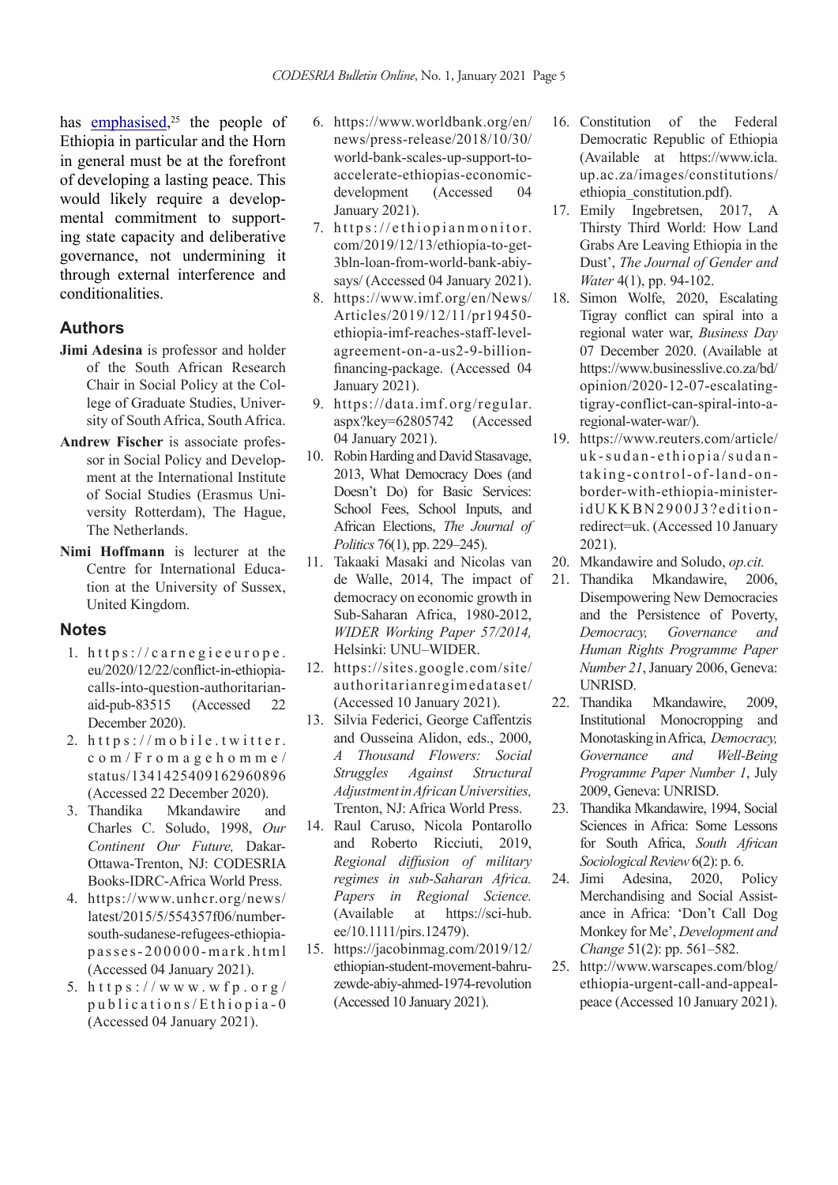has emphasised,[25] the people of Ethiopia in particular and the Horn in general must be at the forefront of developing a lasting peace. This would likely require a developmental commitment to supporting state capacity and deliberative governance, not undermining it through external interference and conditionalities.

## Authors

**Jimi Adesina** is professor and holder of the South African Research Chair in Social Policy at the College of Graduate Studies, University of South Africa, South Africa.

**Andrew Fischer** is associate professor in Social Policy and Development at the International Institute of Social Studies (Erasmus University Rotterdam), The Hague, The Netherlands.

**Nimi Hoffmann** is lecturer at the Centre for International Education at the University of Sussex, United Kingdom.

## Notes

1. https://carnegieeurope.eu/2020/12/22/conflict-in-ethiopia-calls-into-question-authoritarian-aid-pub-83515 (Accessed 22 December 2020).
2. https://mobile.twitter.com/Fromagehomme/status/1341425409162960896 (Accessed 22 December 2020).
3. Thandika Mkandawire and Charles C. Soludo, 1998, *Our Continent Our Future,* Dakar-Ottawa-Trenton, NJ: CODESRIA Books-IDRC-Africa World Press.
4. https://www.unhcr.org/news/latest/2015/5/554357f06/number-south-sudanese-refugees-ethiopia-passes-200000-mark.html (Accessed 04 January 2021).
5. https://www.wfp.org/publications/Ethiopia-0 (Accessed 04 January 2021).
6. https://www.worldbank.org/en/news/press-release/2018/10/30/world-bank-scales-up-support-to-accelerate-ethiopias-economic-development (Accessed 04 January 2021).
7. https://ethiopianmonitor.com/2019/12/13/ethiopia-to-get-3bln-loan-from-world-bank-abiy-says/ (Accessed 04 January 2021).
8. https://www.imf.org/en/News/Articles/2019/12/11/pr19450-ethiopia-imf-reaches-staff-level-agreement-on-a-us2-9-billion-financing-package. (Accessed 04 January 2021).
9. https://data.imf.org/regular.aspx?key=62805742 (Accessed 04 January 2021).
10. Robin Harding and David Stasavage, 2013, What Democracy Does (and Doesn't Do) for Basic Services: School Fees, School Inputs, and African Elections, *The Journal of Politics* 76(1), pp. 229–245).
11. Takaaki Masaki and Nicolas van de Walle, 2014, The impact of democracy on economic growth in Sub-Saharan Africa, 1980-2012, *WIDER Working Paper 57/2014,* Helsinki: UNU–WIDER.
12. https://sites.google.com/site/authoritarianregimedataset/ (Accessed 10 January 2021).
13. Silvia Federici, George Caffentzis and Ousseina Alidon, eds., 2000, *A Thousand Flowers: Social Struggles Against Structural Adjustment in African Universities,* Trenton, NJ: Africa World Press.
14. Raul Caruso, Nicola Pontarollo and Roberto Ricciuti, 2019, *Regional diffusion of military regimes in sub-Saharan Africa. Papers in Regional Science.* (Available at https://sci-hub.ee/10.1111/pirs.12479).
15. https://jacobinmag.com/2019/12/ethiopian-student-movement-bahru-zewde-abiy-ahmed-1974-revolution (Accessed 10 January 2021).
16. Constitution of the Federal Democratic Republic of Ethiopia (Available at https://www.icla.up.ac.za/images/constitutions/ethiopia_constitution.pdf).
17. Emily Ingebretsen, 2017, A Thirsty Third World: How Land Grabs Are Leaving Ethiopia in the Dust', *The Journal of Gender and Water* 4(1), pp. 94-102.
18. Simon Wolfe, 2020, Escalating Tigray conflict can spiral into a regional water war, *Business Day* 07 December 2020. (Available at https://www.businesslive.co.za/bd/opinion/2020-12-07-escalating-tigray-conflict-can-spiral-into-a-regional-water-war/).
19. https://www.reuters.com/article/uk-sudan-ethiopia/sudan-taking-control-of-land-on-border-with-ethiopia-minister-idUKKBN2900J3?edition-redirect=uk. (Accessed 10 January 2021).
20. Mkandawire and Soludo, *op.cit.*
21. Thandika Mkandawire, 2006, Disempowering New Democracies and the Persistence of Poverty, *Democracy, Governance and Human Rights Programme Paper Number 21*, January 2006, Geneva: UNRISD.
22. Thandika Mkandawire, 2009, Institutional Monocropping and Monotasking in Africa, *Democracy, Governance and Well-Being Programme Paper Number 1*, July 2009, Geneva: UNRISD.
23. Thandika Mkandawire, 1994, Social Sciences in Africa: Some Lessons for South Africa, *South African Sociological Review* 6(2): p. 6.
24. Jimi Adesina, 2020, Policy Merchandising and Social Assistance in Africa: 'Don't Call Dog Monkey for Me', *Development and Change* 51(2): pp. 561–582.
25. http://www.warscapes.com/blog/ethiopia-urgent-call-and-appeal-peace (Accessed 10 January 2021).